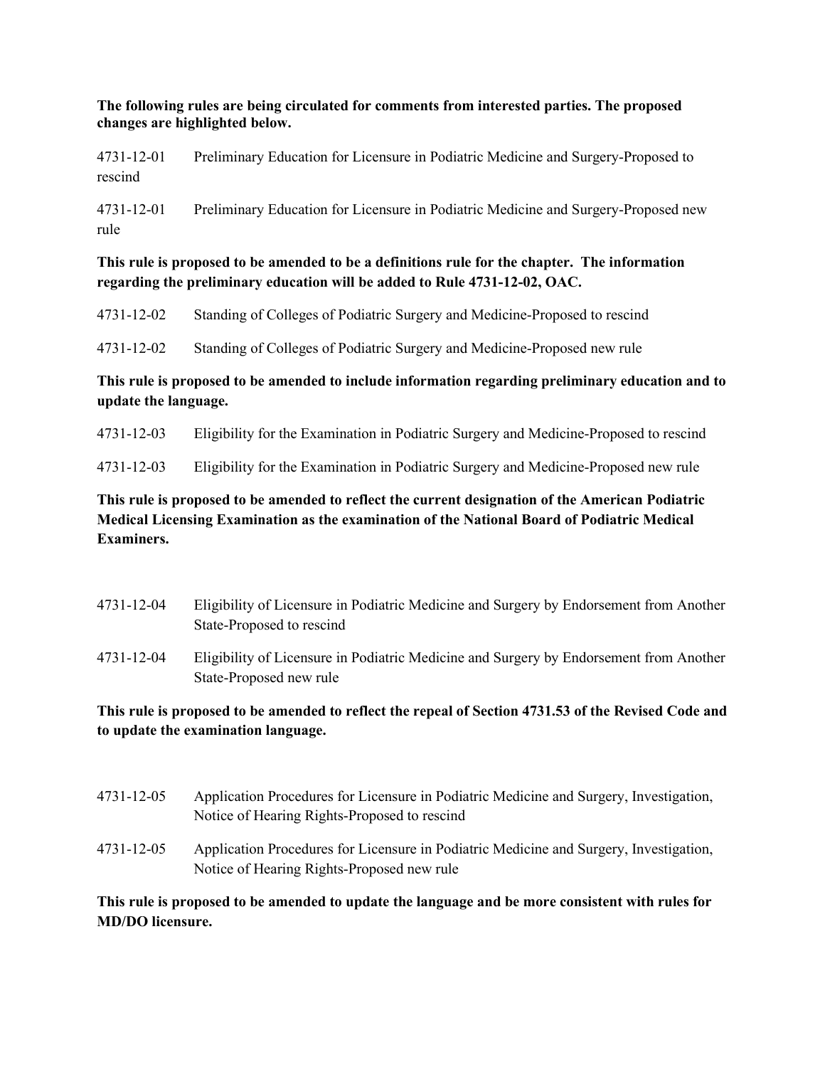**The following rules are being circulated for comments from interested parties. The proposed changes are highlighted below.**

4731-12-01 Preliminary Education for Licensure in Podiatric Medicine and Surgery-Proposed to rescind

4731-12-01 Preliminary Education for Licensure in Podiatric Medicine and Surgery-Proposed new rule

**This rule is proposed to be amended to be a definitions rule for the chapter. The information regarding the preliminary education will be added to Rule 4731-12-02, OAC.**

4731-12-02 Standing of Colleges of Podiatric Surgery and Medicine-Proposed to rescind

4731-12-02 Standing of Colleges of Podiatric Surgery and Medicine-Proposed new rule

**This rule is proposed to be amended to include information regarding preliminary education and to update the language.**

4731-12-03 Eligibility for the Examination in Podiatric Surgery and Medicine-Proposed to rescind

4731-12-03 Eligibility for the Examination in Podiatric Surgery and Medicine-Proposed new rule

**This rule is proposed to be amended to reflect the current designation of the American Podiatric Medical Licensing Examination as the examination of the National Board of Podiatric Medical Examiners.**

4731-12-04 Eligibility of Licensure in Podiatric Medicine and Surgery by Endorsement from Another State-Proposed to rescind

4731-12-04 Eligibility of Licensure in Podiatric Medicine and Surgery by Endorsement from Another State-Proposed new rule

**This rule is proposed to be amended to reflect the repeal of Section 4731.53 of the Revised Code and to update the examination language.**

4731-12-05 Application Procedures for Licensure in Podiatric Medicine and Surgery, Investigation, Notice of Hearing Rights-Proposed to rescind

4731-12-05 Application Procedures for Licensure in Podiatric Medicine and Surgery, Investigation, Notice of Hearing Rights-Proposed new rule

**This rule is proposed to be amended to update the language and be more consistent with rules for MD/DO licensure.**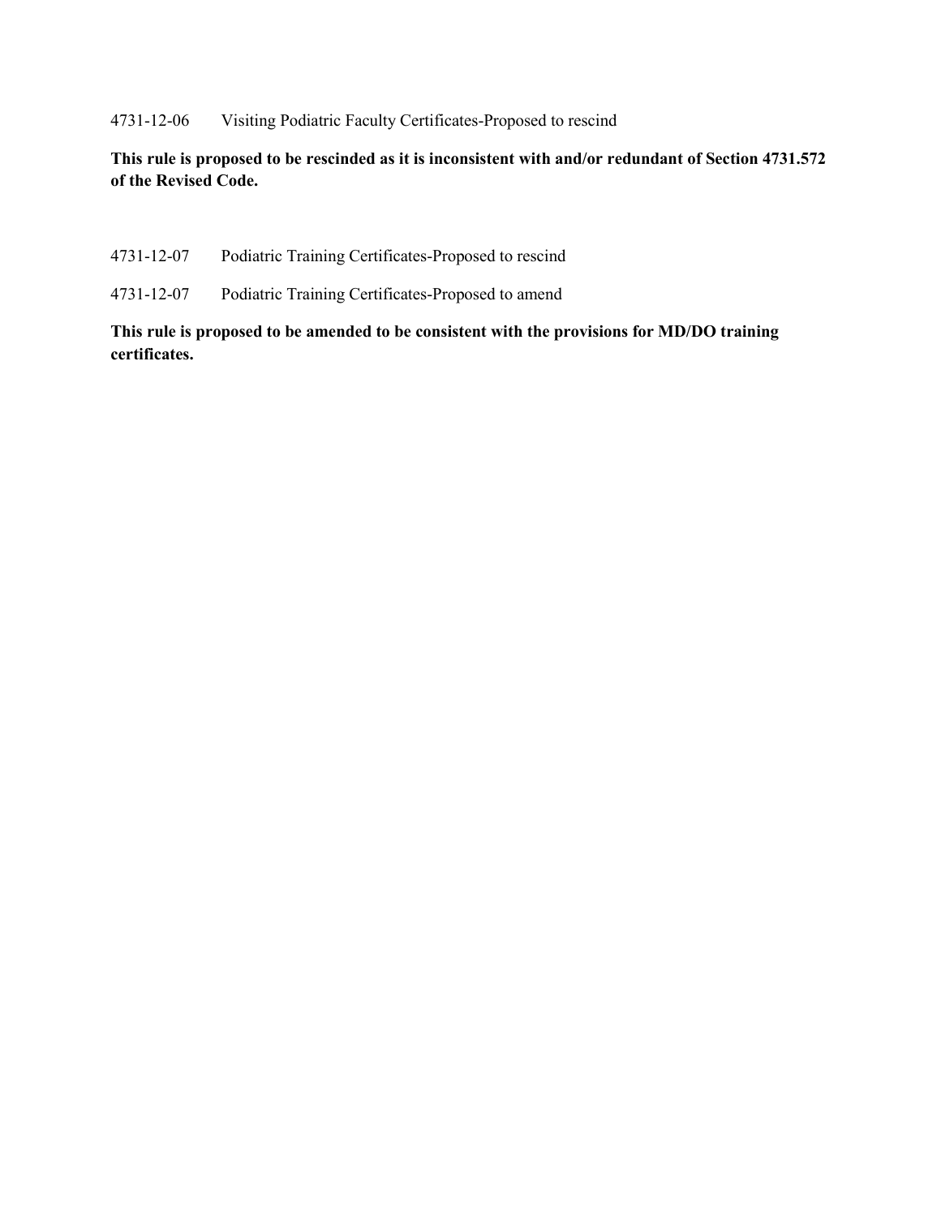4731-12-06 Visiting Podiatric Faculty Certificates-Proposed to rescind

**This rule is proposed to be rescinded as it is inconsistent with and/or redundant of Section 4731.572 of the Revised Code.**

4731-12-07 Podiatric Training Certificates-Proposed to rescind

4731-12-07 Podiatric Training Certificates-Proposed to amend

**This rule is proposed to be amended to be consistent with the provisions for MD/DO training certificates.**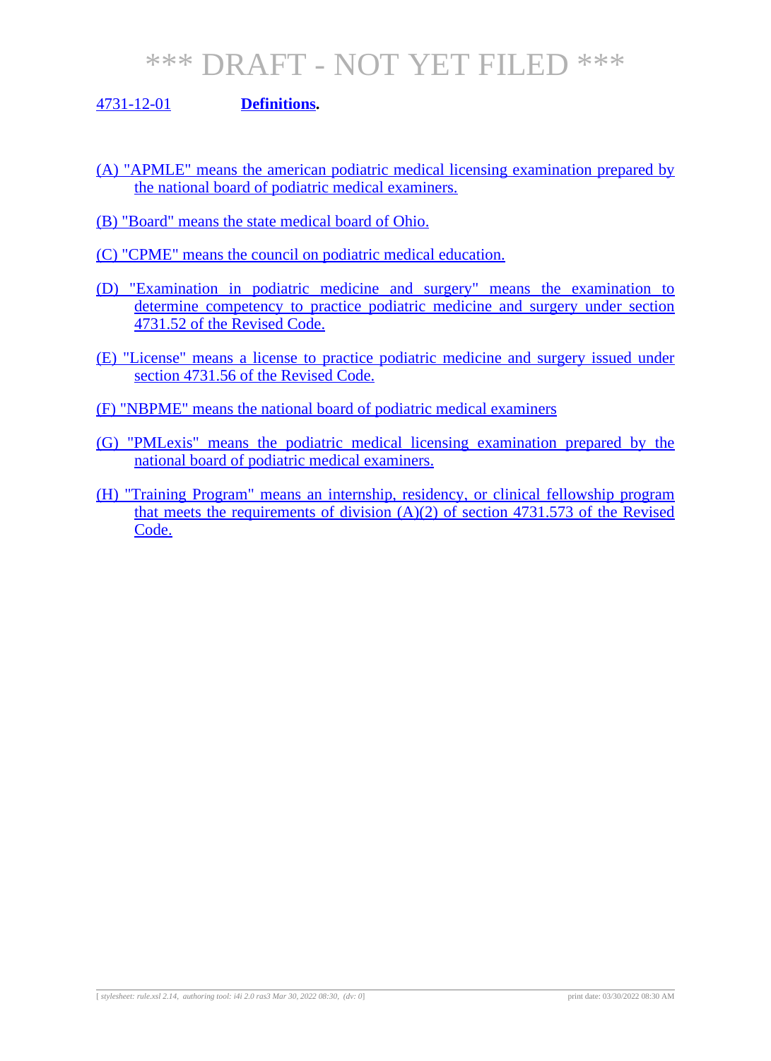*** DRAFT - NOT YET FILED ***

4731-12-01 **Definitions.**

(A) "APMLE" means the american podiatric medical licensing examination prepared by the national board of podiatric medical examiners.

(B) "Board" means the state medical board of Ohio.

(C) "CPME" means the council on podiatric medical education.

(D) "Examination in podiatric medicine and surgery" means the examination to determine competency to practice podiatric medicine and surgery under section 4731.52 of the Revised Code.

(E) "License" means a license to practice podiatric medicine and surgery issued under section 4731.56 of the Revised Code.

(F) "NBPME" means the national board of podiatric medical examiners

(G) "PMLexis" means the podiatric medical licensing examination prepared by the national board of podiatric medical examiners.

(H) "Training Program" means an internship, residency, or clinical fellowship program that meets the requirements of division (A)(2) of section 4731.573 of the Revised Code.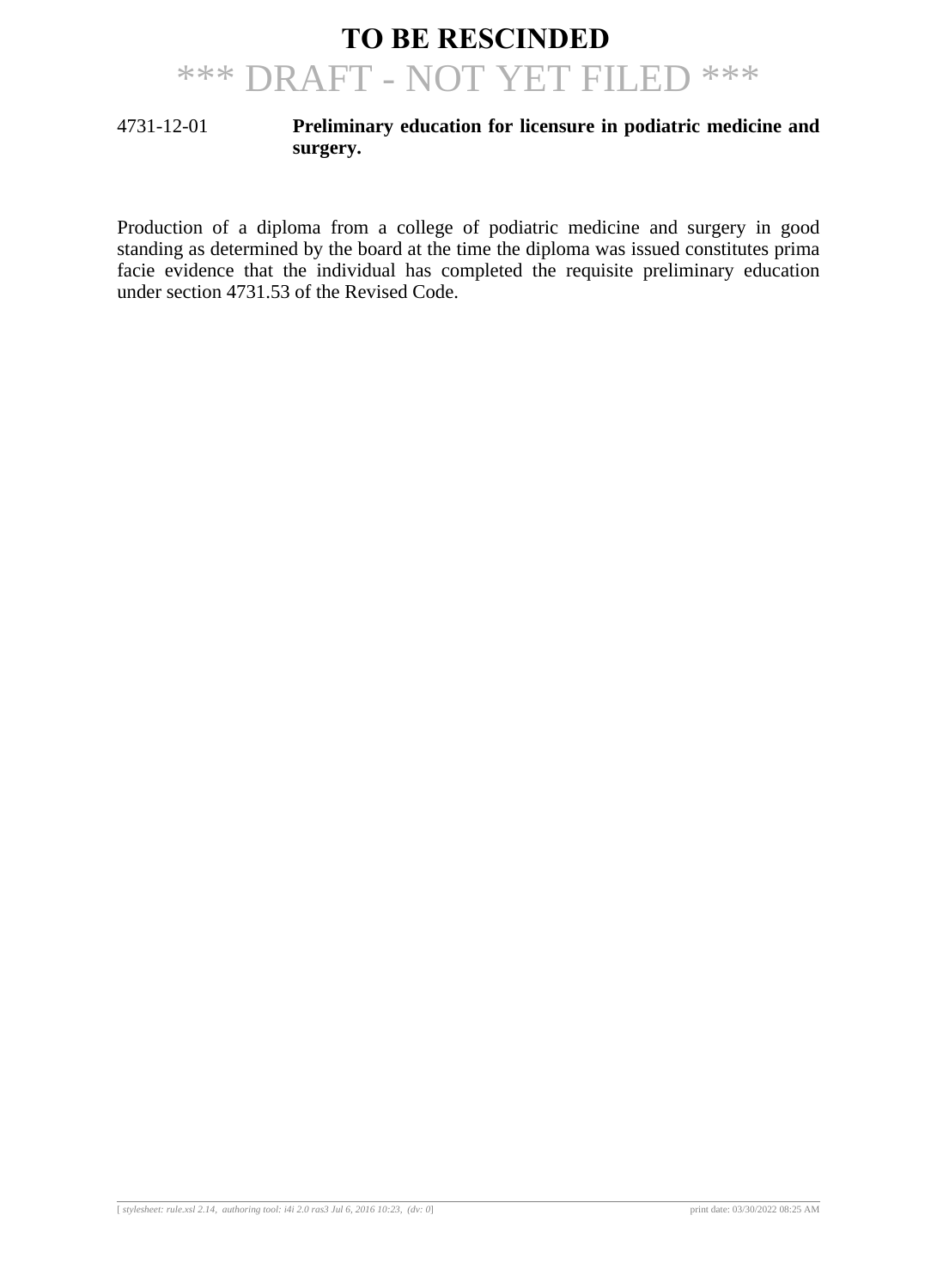# TO BE RESCINDED

*** DRAFT - NOT YET FILED ***

4731-12-01 **Preliminary education for licensure in podiatric medicine and surgery.**

Production of a diploma from a college of podiatric medicine and surgery in good standing as determined by the board at the time the diploma was issued constitutes prima facie evidence that the individual has completed the requisite preliminary education under section 4731.53 of the Revised Code.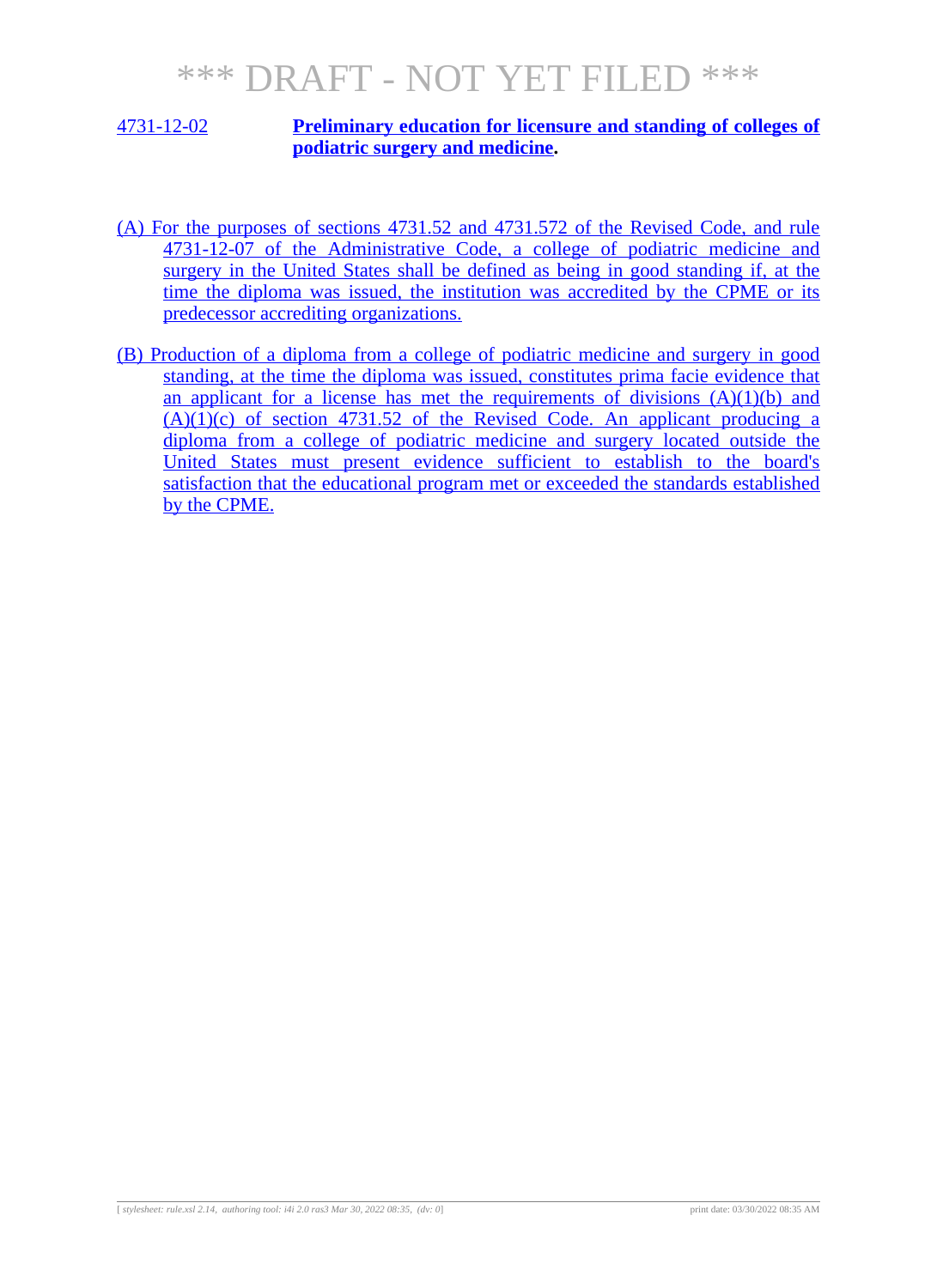# *** DRAFT - NOT YET FILED ***

**4731-12-02 Preliminary education for licensure and standing of colleges of podiatric surgery and medicine.**

(A) For the purposes of sections 4731.52 and 4731.572 of the Revised Code, and rule 4731-12-07 of the Administrative Code, a college of podiatric medicine and surgery in the United States shall be defined as being in good standing if, at the time the diploma was issued, the institution was accredited by the CPME or its predecessor accrediting organizations.

(B) Production of a diploma from a college of podiatric medicine and surgery in good standing, at the time the diploma was issued, constitutes prima facie evidence that an applicant for a license has met the requirements of divisions (A)(1)(b) and (A)(1)(c) of section 4731.52 of the Revised Code. An applicant producing a diploma from a college of podiatric medicine and surgery located outside the United States must present evidence sufficient to establish to the board's satisfaction that the educational program met or exceeded the standards established by the CPME.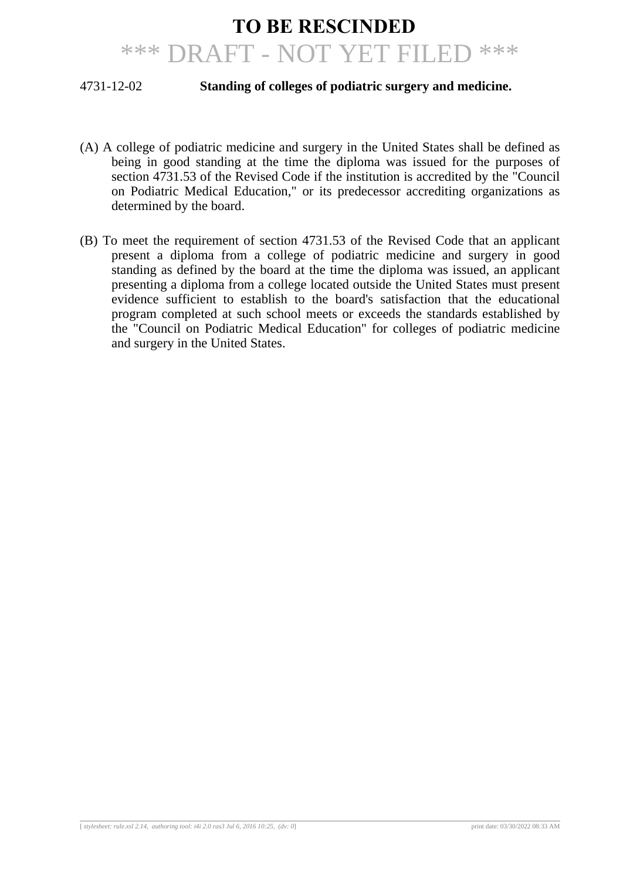# TO BE RESCINDED

*** DRAFT - NOT YET FILED ***

4731-12-02 **Standing of colleges of podiatric surgery and medicine.**

(A) A college of podiatric medicine and surgery in the United States shall be defined as being in good standing at the time the diploma was issued for the purposes of section 4731.53 of the Revised Code if the institution is accredited by the "Council on Podiatric Medical Education," or its predecessor accrediting organizations as determined by the board.

(B) To meet the requirement of section 4731.53 of the Revised Code that an applicant present a diploma from a college of podiatric medicine and surgery in good standing as defined by the board at the time the diploma was issued, an applicant presenting a diploma from a college located outside the United States must present evidence sufficient to establish to the board's satisfaction that the educational program completed at such school meets or exceeds the standards established by the "Council on Podiatric Medical Education" for colleges of podiatric medicine and surgery in the United States.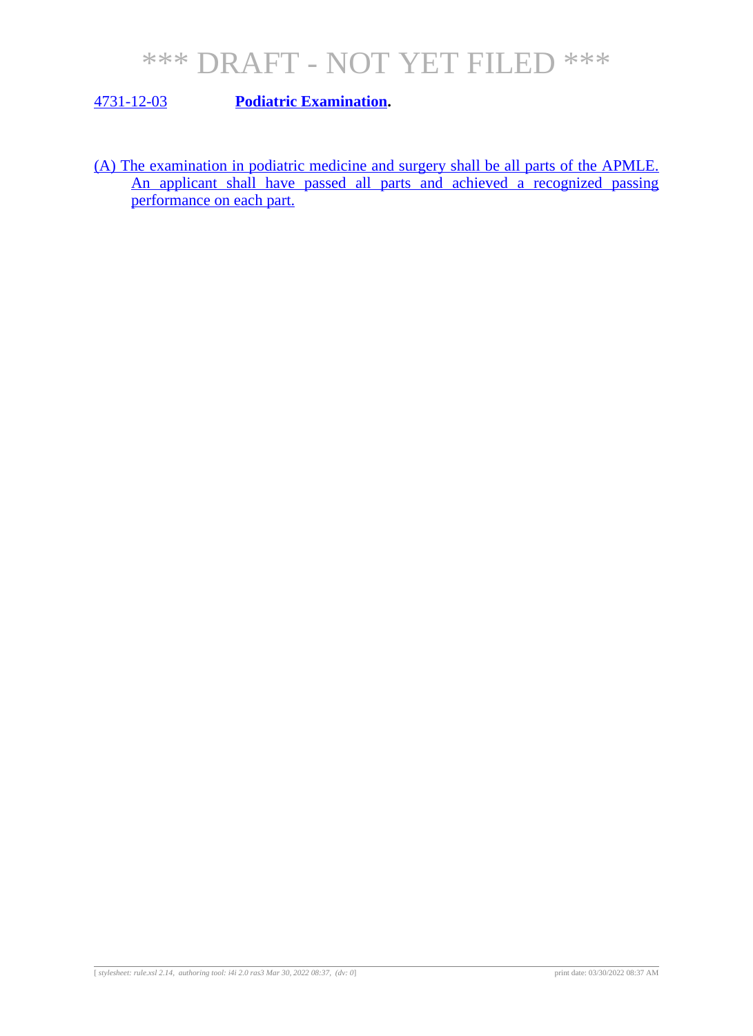# *** DRAFT - NOT YET FILED ***

4731-12-03 **Podiatric Examination.**

(A) The examination in podiatric medicine and surgery shall be all parts of the APMLE. An applicant shall have passed all parts and achieved a recognized passing performance on each part.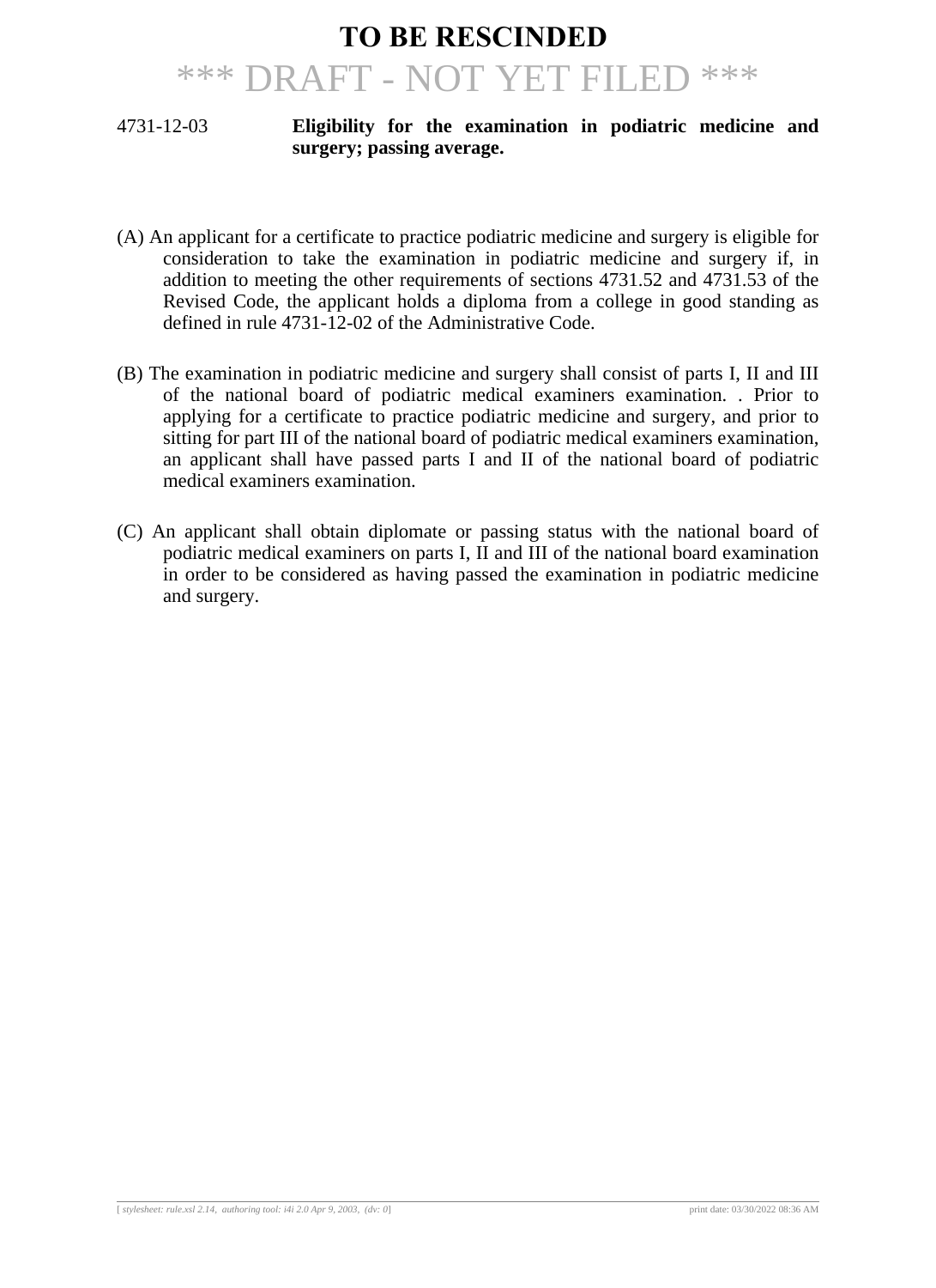# TO BE RESCINDED

*** DRAFT - NOT YET FILED ***

4731-12-03 **Eligibility for the examination in podiatric medicine and surgery; passing average.**

(A) An applicant for a certificate to practice podiatric medicine and surgery is eligible for consideration to take the examination in podiatric medicine and surgery if, in addition to meeting the other requirements of sections 4731.52 and 4731.53 of the Revised Code, the applicant holds a diploma from a college in good standing as defined in rule 4731-12-02 of the Administrative Code.

(B) The examination in podiatric medicine and surgery shall consist of parts I, II and III of the national board of podiatric medical examiners examination. . Prior to applying for a certificate to practice podiatric medicine and surgery, and prior to sitting for part III of the national board of podiatric medical examiners examination, an applicant shall have passed parts I and II of the national board of podiatric medical examiners examination.

(C) An applicant shall obtain diplomate or passing status with the national board of podiatric medical examiners on parts I, II and III of the national board examination in order to be considered as having passed the examination in podiatric medicine and surgery.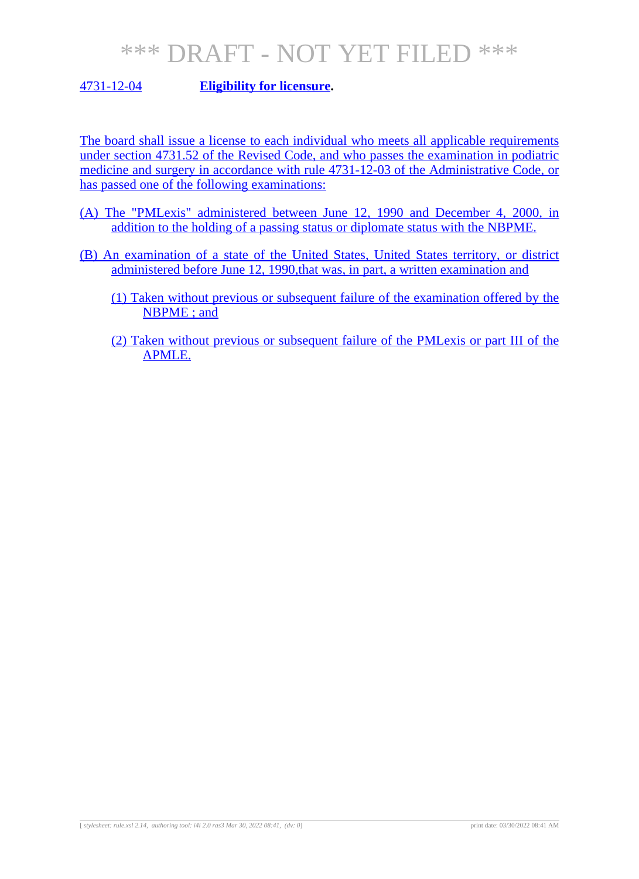# \*\*\* DRAFT - NOT YET FILED \*\*\*

## 4731-12-04 **Eligibility for licensure.**

The board shall issue a license to each individual who meets all applicable requirements under section 4731.52 of the Revised Code, and who passes the examination in podiatric medicine and surgery in accordance with rule 4731-12-03 of the Administrative Code, or has passed one of the following examinations:

(A) The "PMLexis" administered between June 12, 1990 and December 4, 2000, in addition to the holding of a passing status or diplomate status with the NBPME.

(B) An examination of a state of the United States, United States territory, or district administered before June 12, 1990,that was, in part, a written examination and

(1) Taken without previous or subsequent failure of the examination offered by the NBPME ; and

(2) Taken without previous or subsequent failure of the PMLexis or part III of the APMLE.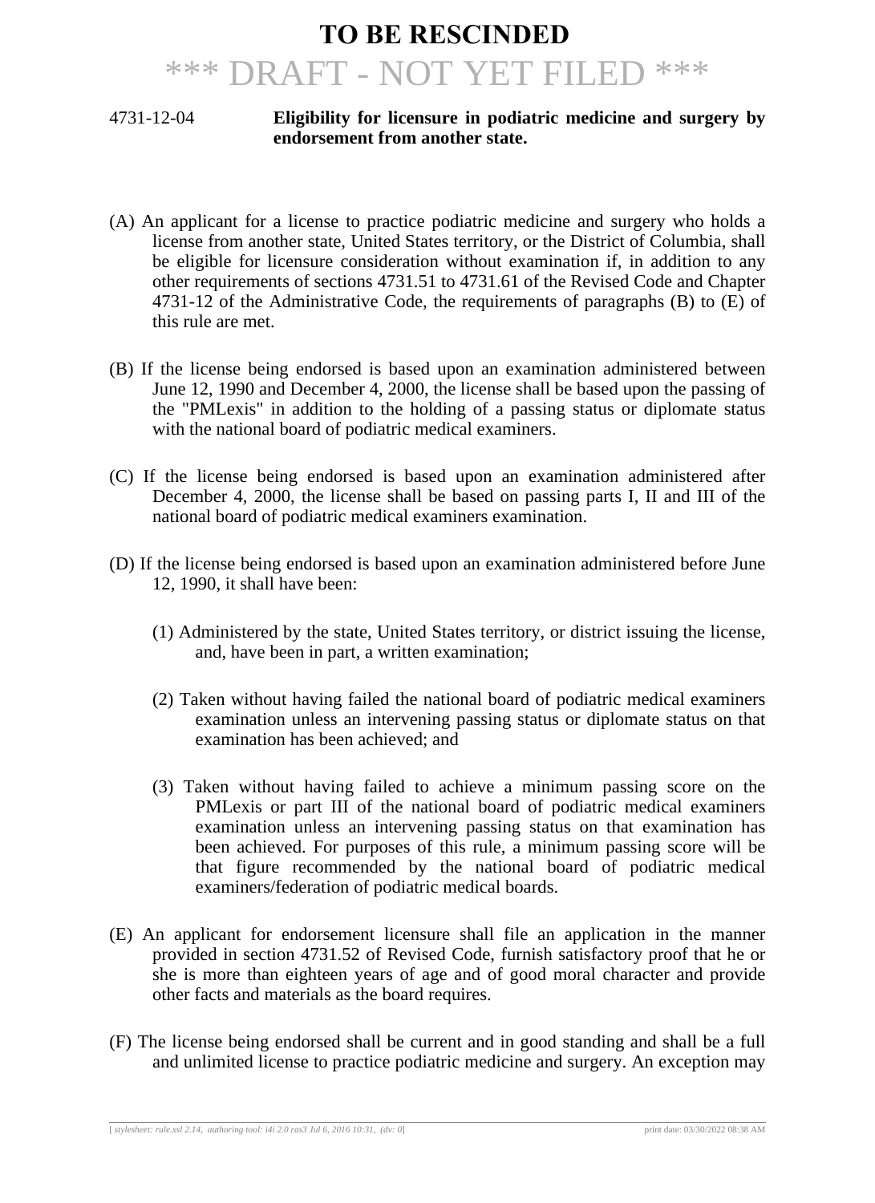# TO BE RESCINDED

*** DRAFT - NOT YET FILED ***

4731-12-04 **Eligibility for licensure in podiatric medicine and surgery by endorsement from another state.**

(A) An applicant for a license to practice podiatric medicine and surgery who holds a license from another state, United States territory, or the District of Columbia, shall be eligible for licensure consideration without examination if, in addition to any other requirements of sections 4731.51 to 4731.61 of the Revised Code and Chapter 4731-12 of the Administrative Code, the requirements of paragraphs (B) to (E) of this rule are met.

(B) If the license being endorsed is based upon an examination administered between June 12, 1990 and December 4, 2000, the license shall be based upon the passing of the "PMLexis" in addition to the holding of a passing status or diplomate status with the national board of podiatric medical examiners.

(C) If the license being endorsed is based upon an examination administered after December 4, 2000, the license shall be based on passing parts I, II and III of the national board of podiatric medical examiners examination.

(D) If the license being endorsed is based upon an examination administered before June 12, 1990, it shall have been:

(1) Administered by the state, United States territory, or district issuing the license, and, have been in part, a written examination;

(2) Taken without having failed the national board of podiatric medical examiners examination unless an intervening passing status or diplomate status on that examination has been achieved; and

(3) Taken without having failed to achieve a minimum passing score on the PMLexis or part III of the national board of podiatric medical examiners examination unless an intervening passing status on that examination has been achieved. For purposes of this rule, a minimum passing score will be that figure recommended by the national board of podiatric medical examiners/federation of podiatric medical boards.

(E) An applicant for endorsement licensure shall file an application in the manner provided in section 4731.52 of Revised Code, furnish satisfactory proof that he or she is more than eighteen years of age and of good moral character and provide other facts and materials as the board requires.

(F) The license being endorsed shall be current and in good standing and shall be a full and unlimited license to practice podiatric medicine and surgery. An exception may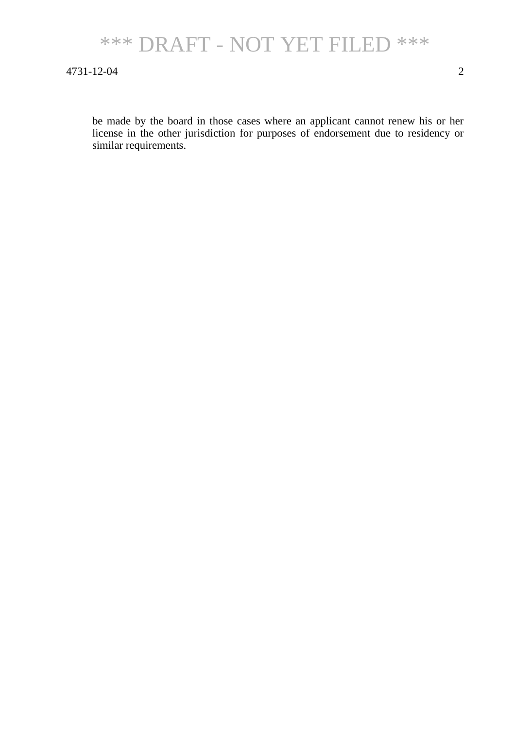be made by the board in those cases where an applicant cannot renew his or her license in the other jurisdiction for purposes of endorsement due to residency or similar requirements.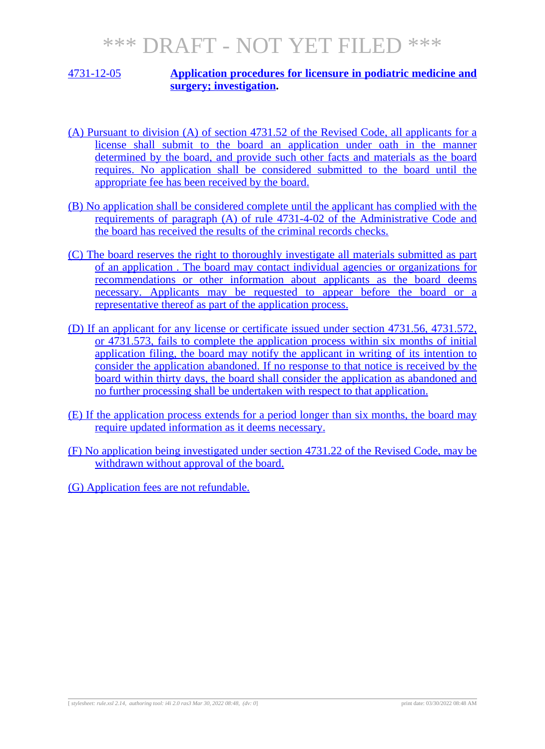*** DRAFT - NOT YET FILED ***

4731-12-05 **Application procedures for licensure in podiatric medicine and surgery; investigation.**

(A) Pursuant to division (A) of section 4731.52 of the Revised Code, all applicants for a license shall submit to the board an application under oath in the manner determined by the board, and provide such other facts and materials as the board requires. No application shall be considered submitted to the board until the appropriate fee has been received by the board.

(B) No application shall be considered complete until the applicant has complied with the requirements of paragraph (A) of rule 4731-4-02 of the Administrative Code and the board has received the results of the criminal records checks.

(C) The board reserves the right to thoroughly investigate all materials submitted as part of an application . The board may contact individual agencies or organizations for recommendations or other information about applicants as the board deems necessary. Applicants may be requested to appear before the board or a representative thereof as part of the application process.

(D) If an applicant for any license or certificate issued under section 4731.56, 4731.572, or 4731.573, fails to complete the application process within six months of initial application filing, the board may notify the applicant in writing of its intention to consider the application abandoned. If no response to that notice is received by the board within thirty days, the board shall consider the application as abandoned and no further processing shall be undertaken with respect to that application.

(E) If the application process extends for a period longer than six months, the board may require updated information as it deems necessary.

(F) No application being investigated under section 4731.22 of the Revised Code, may be withdrawn without approval of the board.

(G) Application fees are not refundable.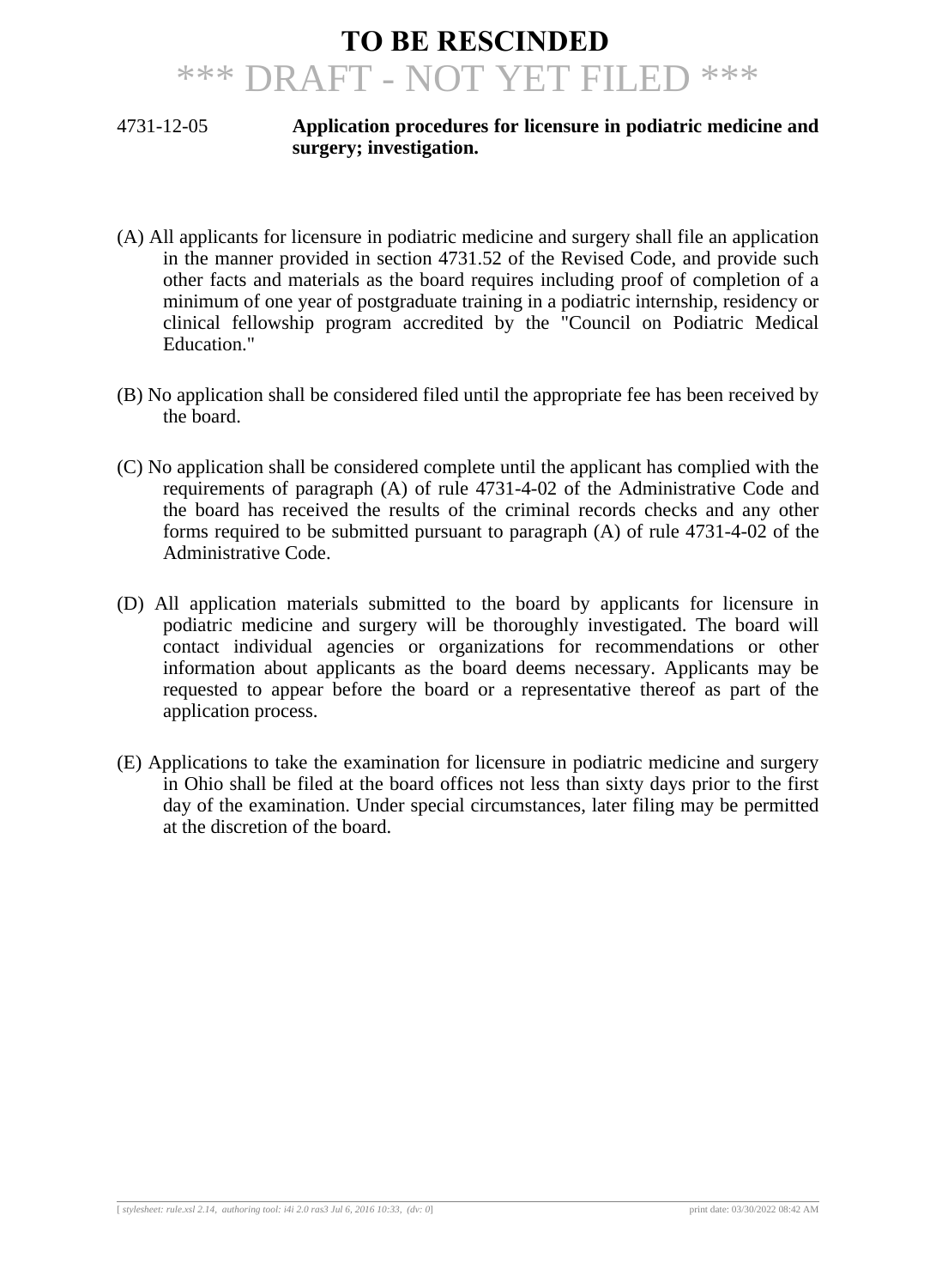# TO BE RESCINDED

*** DRAFT - NOT YET FILED ***

**4731-12-05 Application procedures for licensure in podiatric medicine and surgery; investigation.**

(A) All applicants for licensure in podiatric medicine and surgery shall file an application in the manner provided in section 4731.52 of the Revised Code, and provide such other facts and materials as the board requires including proof of completion of a minimum of one year of postgraduate training in a podiatric internship, residency or clinical fellowship program accredited by the "Council on Podiatric Medical Education."

(B) No application shall be considered filed until the appropriate fee has been received by the board.

(C) No application shall be considered complete until the applicant has complied with the requirements of paragraph (A) of rule 4731-4-02 of the Administrative Code and the board has received the results of the criminal records checks and any other forms required to be submitted pursuant to paragraph (A) of rule 4731-4-02 of the Administrative Code.

(D) All application materials submitted to the board by applicants for licensure in podiatric medicine and surgery will be thoroughly investigated. The board will contact individual agencies or organizations for recommendations or other information about applicants as the board deems necessary. Applicants may be requested to appear before the board or a representative thereof as part of the application process.

(E) Applications to take the examination for licensure in podiatric medicine and surgery in Ohio shall be filed at the board offices not less than sixty days prior to the first day of the examination. Under special circumstances, later filing may be permitted at the discretion of the board.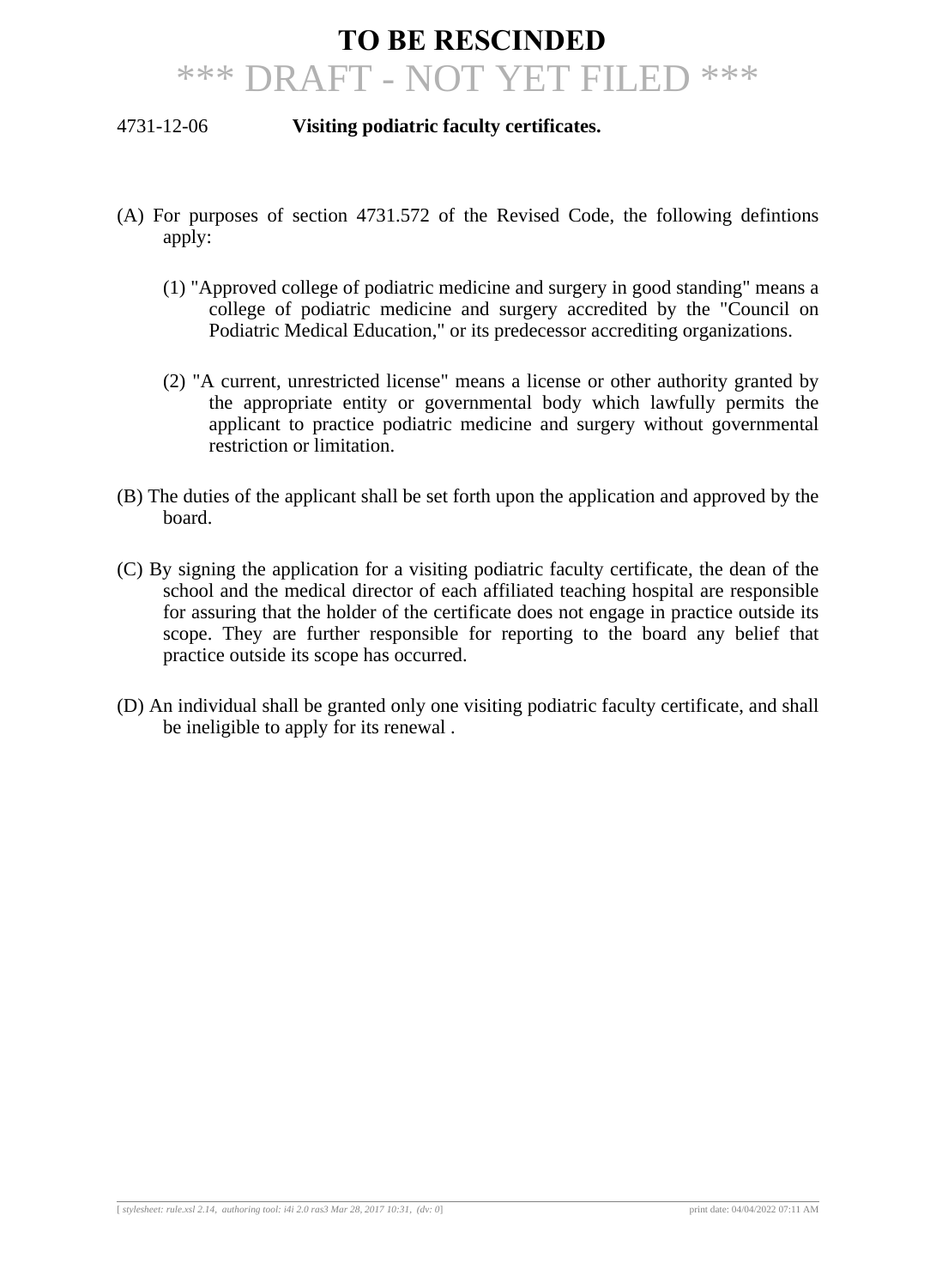# TO BE RESCINDED

*** DRAFT - NOT YET FILED ***

**4731-12-06 Visiting podiatric faculty certificates.**

(A) For purposes of section 4731.572 of the Revised Code, the following defintions apply:

(1) "Approved college of podiatric medicine and surgery in good standing" means a college of podiatric medicine and surgery accredited by the "Council on Podiatric Medical Education," or its predecessor accrediting organizations.

(2) "A current, unrestricted license" means a license or other authority granted by the appropriate entity or governmental body which lawfully permits the applicant to practice podiatric medicine and surgery without governmental restriction or limitation.

(B) The duties of the applicant shall be set forth upon the application and approved by the board.

(C) By signing the application for a visiting podiatric faculty certificate, the dean of the school and the medical director of each affiliated teaching hospital are responsible for assuring that the holder of the certificate does not engage in practice outside its scope. They are further responsible for reporting to the board any belief that practice outside its scope has occurred.

(D) An individual shall be granted only one visiting podiatric faculty certificate, and shall be ineligible to apply for its renewal .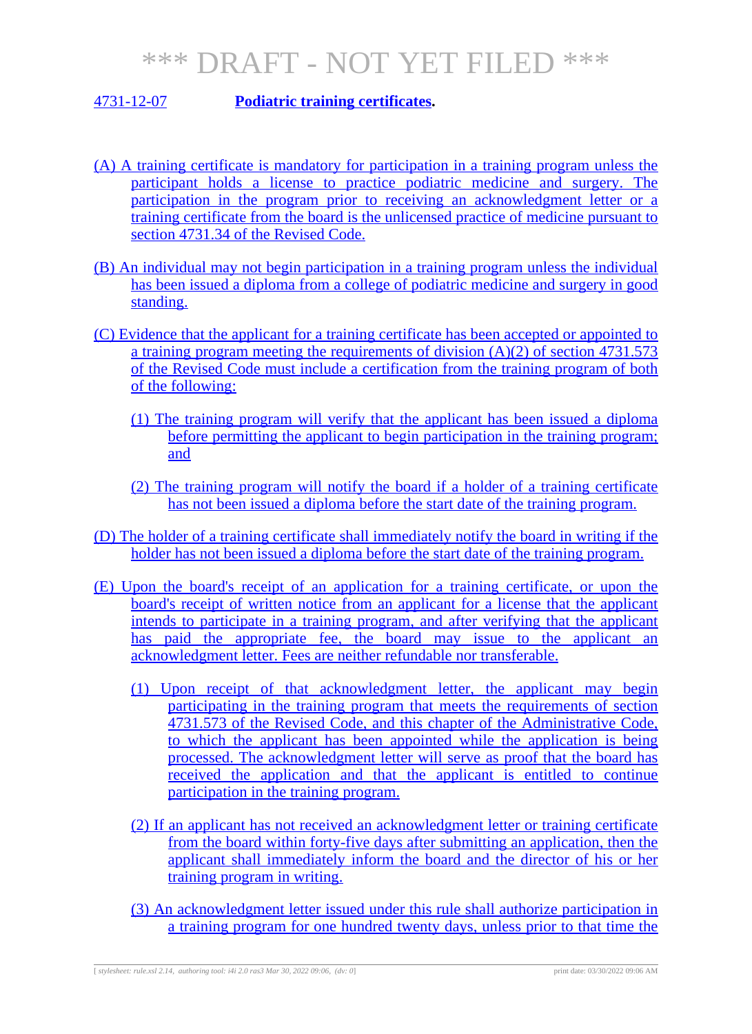# *** DRAFT - NOT YET FILED ***

4731-12-07 **Podiatric training certificates.**

(A) A training certificate is mandatory for participation in a training program unless the participant holds a license to practice podiatric medicine and surgery. The participation in the program prior to receiving an acknowledgment letter or a training certificate from the board is the unlicensed practice of medicine pursuant to section 4731.34 of the Revised Code.

(B) An individual may not begin participation in a training program unless the individual has been issued a diploma from a college of podiatric medicine and surgery in good standing.

(C) Evidence that the applicant for a training certificate has been accepted or appointed to a training program meeting the requirements of division (A)(2) of section 4731.573 of the Revised Code must include a certification from the training program of both of the following:

(1) The training program will verify that the applicant has been issued a diploma before permitting the applicant to begin participation in the training program; and

(2) The training program will notify the board if a holder of a training certificate has not been issued a diploma before the start date of the training program.

(D) The holder of a training certificate shall immediately notify the board in writing if the holder has not been issued a diploma before the start date of the training program.

(E) Upon the board's receipt of an application for a training certificate, or upon the board's receipt of written notice from an applicant for a license that the applicant intends to participate in a training program, and after verifying that the applicant has paid the appropriate fee, the board may issue to the applicant an acknowledgment letter. Fees are neither refundable nor transferable.

(1) Upon receipt of that acknowledgment letter, the applicant may begin participating in the training program that meets the requirements of section 4731.573 of the Revised Code, and this chapter of the Administrative Code, to which the applicant has been appointed while the application is being processed. The acknowledgment letter will serve as proof that the board has received the application and that the applicant is entitled to continue participation in the training program.

(2) If an applicant has not received an acknowledgment letter or training certificate from the board within forty-five days after submitting an application, then the applicant shall immediately inform the board and the director of his or her training program in writing.

(3) An acknowledgment letter issued under this rule shall authorize participation in a training program for one hundred twenty days, unless prior to that time the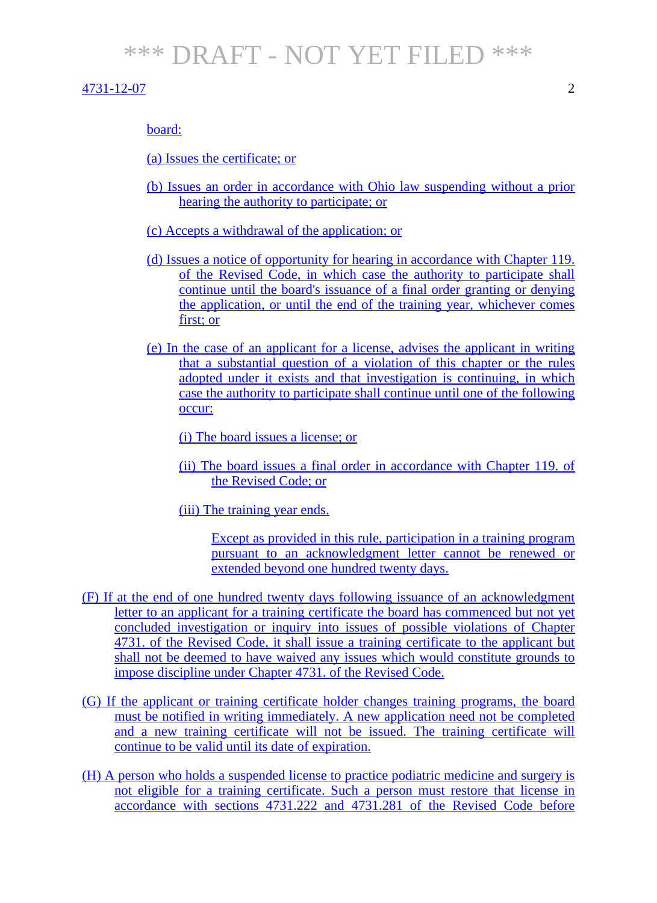board:

(a) Issues the certificate; or

(b) Issues an order in accordance with Ohio law suspending without a prior hearing the authority to participate; or

(c) Accepts a withdrawal of the application; or

(d) Issues a notice of opportunity for hearing in accordance with Chapter 119. of the Revised Code, in which case the authority to participate shall continue until the board's issuance of a final order granting or denying the application, or until the end of the training year, whichever comes first; or

(e) In the case of an applicant for a license, advises the applicant in writing that a substantial question of a violation of this chapter or the rules adopted under it exists and that investigation is continuing, in which case the authority to participate shall continue until one of the following occur:

(i) The board issues a license; or

(ii) The board issues a final order in accordance with Chapter 119. of the Revised Code; or

(iii) The training year ends.

Except as provided in this rule, participation in a training program pursuant to an acknowledgment letter cannot be renewed or extended beyond one hundred twenty days.

(F) If at the end of one hundred twenty days following issuance of an acknowledgment letter to an applicant for a training certificate the board has commenced but not yet concluded investigation or inquiry into issues of possible violations of Chapter 4731. of the Revised Code, it shall issue a training certificate to the applicant but shall not be deemed to have waived any issues which would constitute grounds to impose discipline under Chapter 4731. of the Revised Code.

(G) If the applicant or training certificate holder changes training programs, the board must be notified in writing immediately. A new application need not be completed and a new training certificate will not be issued. The training certificate will continue to be valid until its date of expiration.

(H) A person who holds a suspended license to practice podiatric medicine and surgery is not eligible for a training certificate. Such a person must restore that license in accordance with sections 4731.222 and 4731.281 of the Revised Code before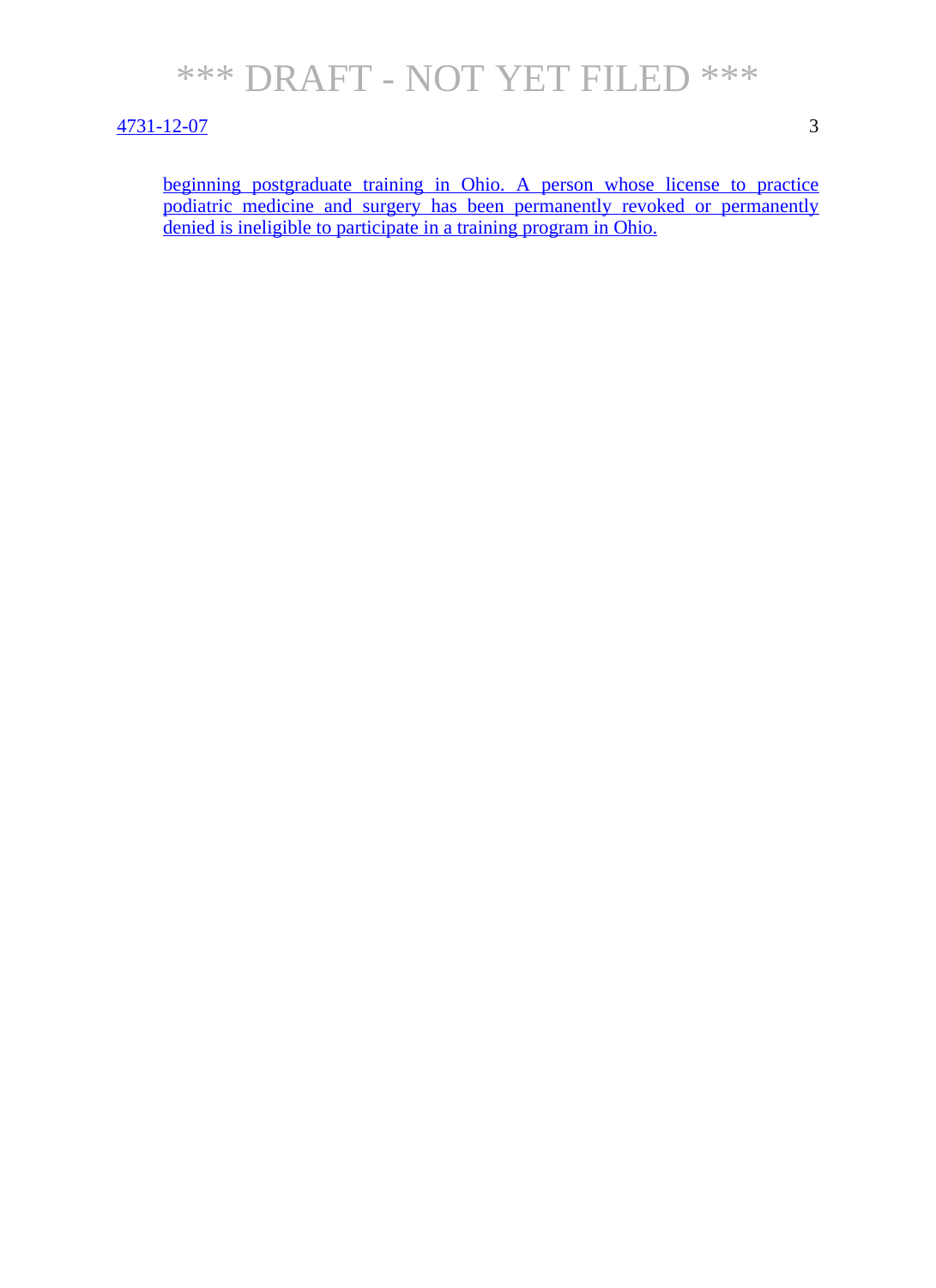beginning postgraduate training in Ohio. A person whose license to practice podiatric medicine and surgery has been permanently revoked or permanently denied is ineligible to participate in a training program in Ohio.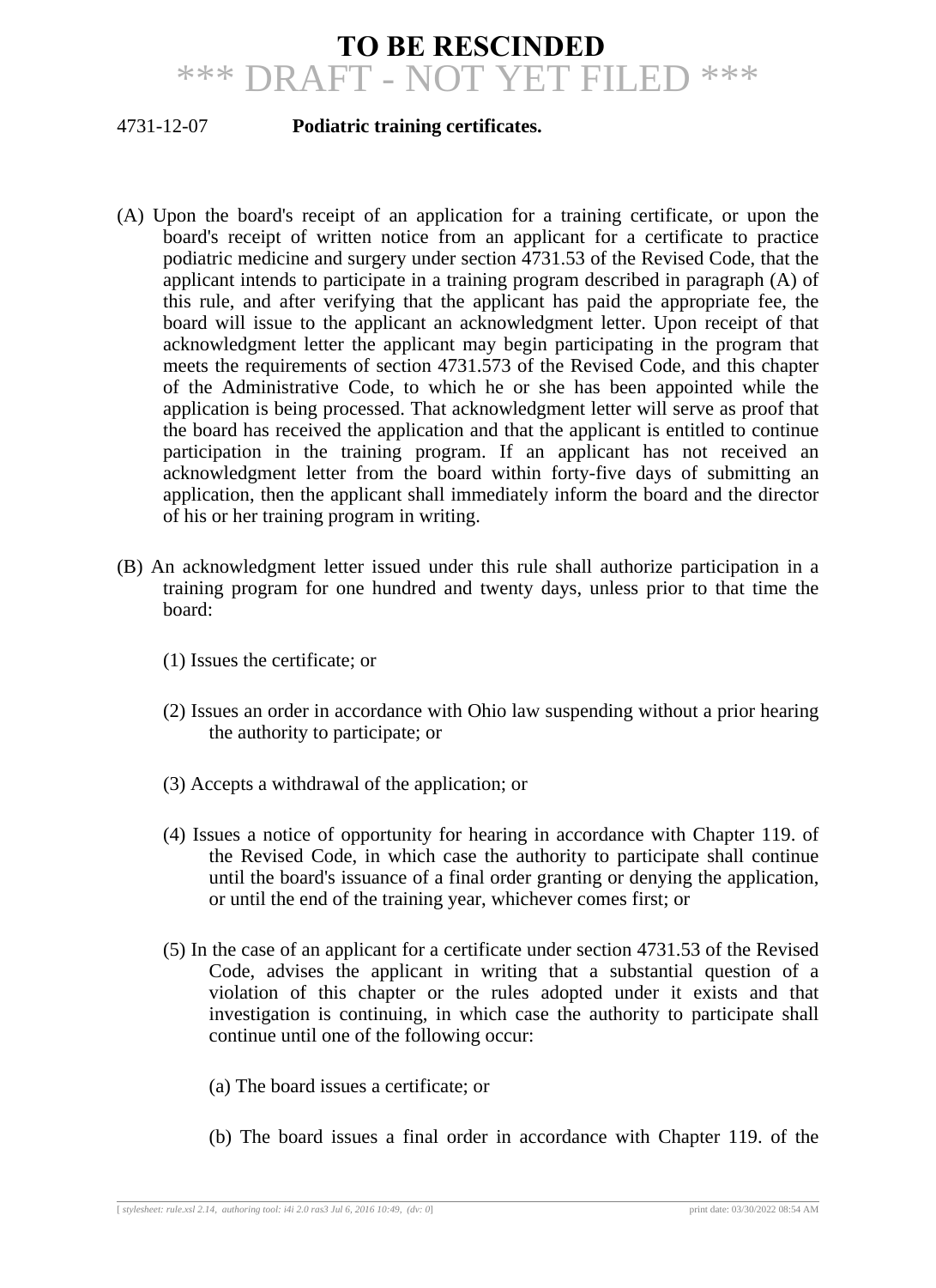**TO BE RESCINDED**

\*\*\* DRAFT - NOT YET FILED \*\*\*

4731-12-07 **Podiatric training certificates.**

(A) Upon the board's receipt of an application for a training certificate, or upon the board's receipt of written notice from an applicant for a certificate to practice podiatric medicine and surgery under section 4731.53 of the Revised Code, that the applicant intends to participate in a training program described in paragraph (A) of this rule, and after verifying that the applicant has paid the appropriate fee, the board will issue to the applicant an acknowledgment letter. Upon receipt of that acknowledgment letter the applicant may begin participating in the program that meets the requirements of section 4731.573 of the Revised Code, and this chapter of the Administrative Code, to which he or she has been appointed while the application is being processed. That acknowledgment letter will serve as proof that the board has received the application and that the applicant is entitled to continue participation in the training program. If an applicant has not received an acknowledgment letter from the board within forty-five days of submitting an application, then the applicant shall immediately inform the board and the director of his or her training program in writing.

(B) An acknowledgment letter issued under this rule shall authorize participation in a training program for one hundred and twenty days, unless prior to that time the board:

(1) Issues the certificate; or

(2) Issues an order in accordance with Ohio law suspending without a prior hearing the authority to participate; or

(3) Accepts a withdrawal of the application; or

(4) Issues a notice of opportunity for hearing in accordance with Chapter 119. of the Revised Code, in which case the authority to participate shall continue until the board's issuance of a final order granting or denying the application, or until the end of the training year, whichever comes first; or

(5) In the case of an applicant for a certificate under section 4731.53 of the Revised Code, advises the applicant in writing that a substantial question of a violation of this chapter or the rules adopted under it exists and that investigation is continuing, in which case the authority to participate shall continue until one of the following occur:

(a) The board issues a certificate; or

(b) The board issues a final order in accordance with Chapter 119. of the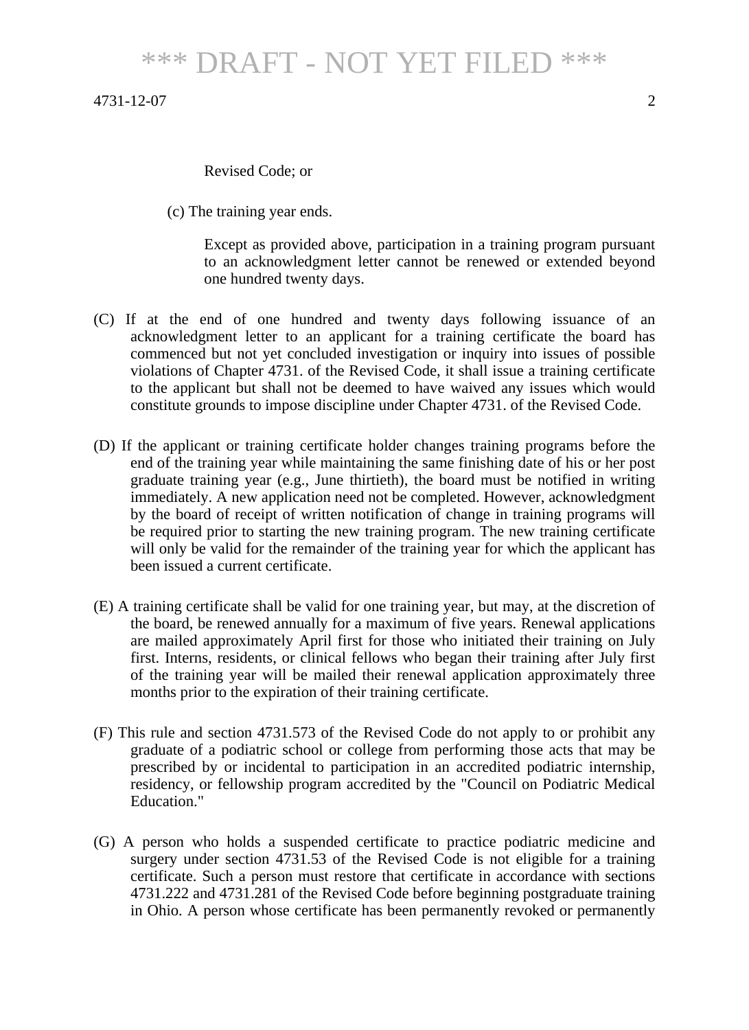Revised Code; or

(c) The training year ends.

Except as provided above, participation in a training program pursuant to an acknowledgment letter cannot be renewed or extended beyond one hundred twenty days.

(C) If at the end of one hundred and twenty days following issuance of an acknowledgment letter to an applicant for a training certificate the board has commenced but not yet concluded investigation or inquiry into issues of possible violations of Chapter 4731. of the Revised Code, it shall issue a training certificate to the applicant but shall not be deemed to have waived any issues which would constitute grounds to impose discipline under Chapter 4731. of the Revised Code.

(D) If the applicant or training certificate holder changes training programs before the end of the training year while maintaining the same finishing date of his or her post graduate training year (e.g., June thirtieth), the board must be notified in writing immediately. A new application need not be completed. However, acknowledgment by the board of receipt of written notification of change in training programs will be required prior to starting the new training program. The new training certificate will only be valid for the remainder of the training year for which the applicant has been issued a current certificate.

(E) A training certificate shall be valid for one training year, but may, at the discretion of the board, be renewed annually for a maximum of five years. Renewal applications are mailed approximately April first for those who initiated their training on July first. Interns, residents, or clinical fellows who began their training after July first of the training year will be mailed their renewal application approximately three months prior to the expiration of their training certificate.

(F) This rule and section 4731.573 of the Revised Code do not apply to or prohibit any graduate of a podiatric school or college from performing those acts that may be prescribed by or incidental to participation in an accredited podiatric internship, residency, or fellowship program accredited by the "Council on Podiatric Medical Education."

(G) A person who holds a suspended certificate to practice podiatric medicine and surgery under section 4731.53 of the Revised Code is not eligible for a training certificate. Such a person must restore that certificate in accordance with sections 4731.222 and 4731.281 of the Revised Code before beginning postgraduate training in Ohio. A person whose certificate has been permanently revoked or permanently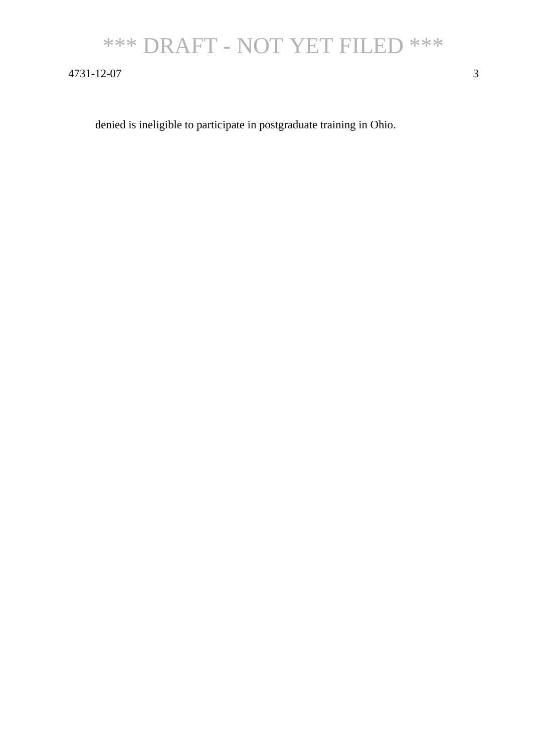denied is ineligible to participate in postgraduate training in Ohio.